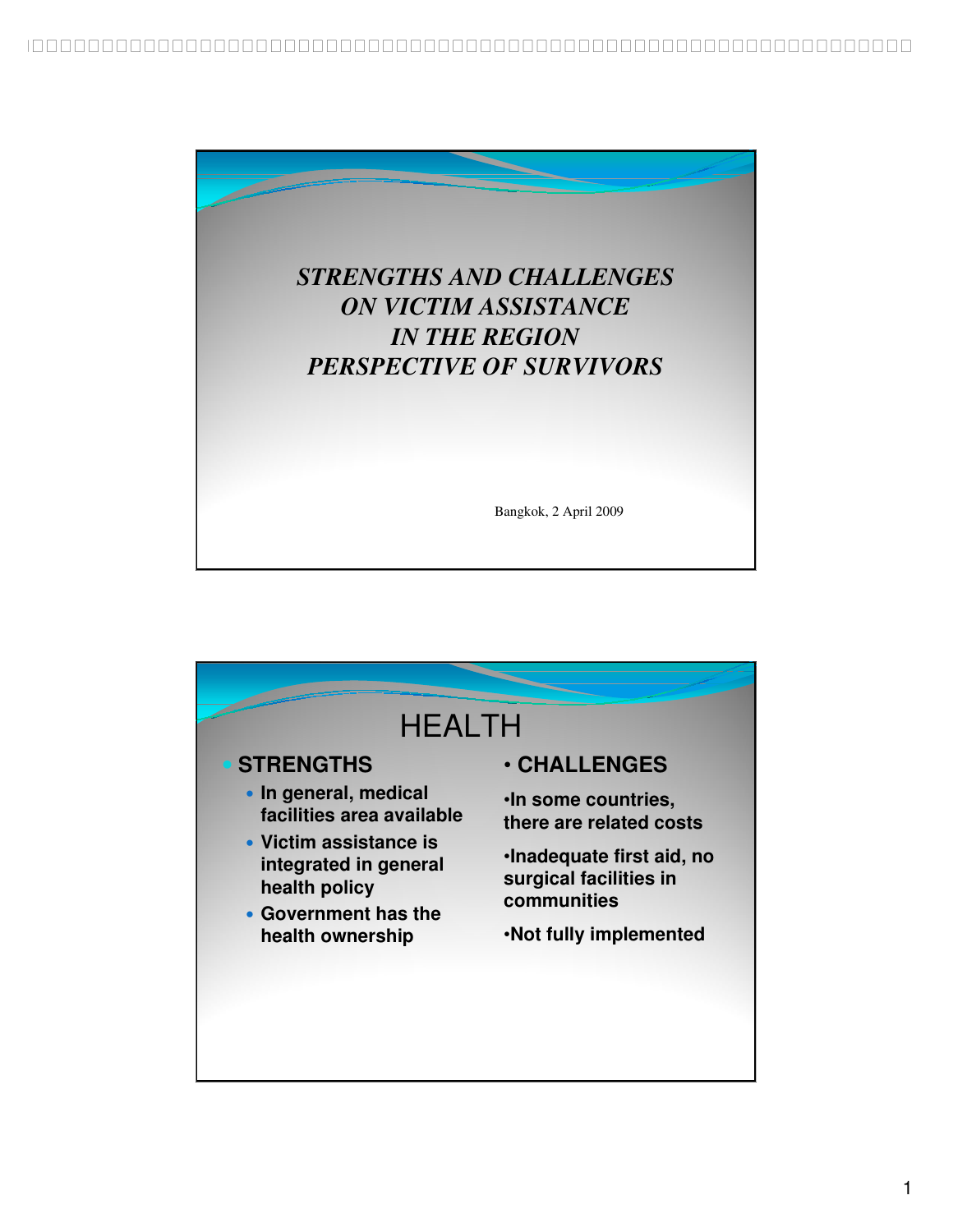*STRENGTHS AND CHALLENGES ON VICTIM ASSISTANCE IN THE REGION PERSPECTIVE OF SURVIVORS*

Bangkok, 2 April 2009

# HEALTH

- **STRENGTHS**
  - **In general, medical facilities area available**
  - **Victim assistance is integrated in general health policy**
  - **Government has the health ownership**

- **CHALLENGES**
  - **In some countries, there are related costs**
  - **Inadequate first aid, no surgical facilities in communities**
  - **Not fully implemented**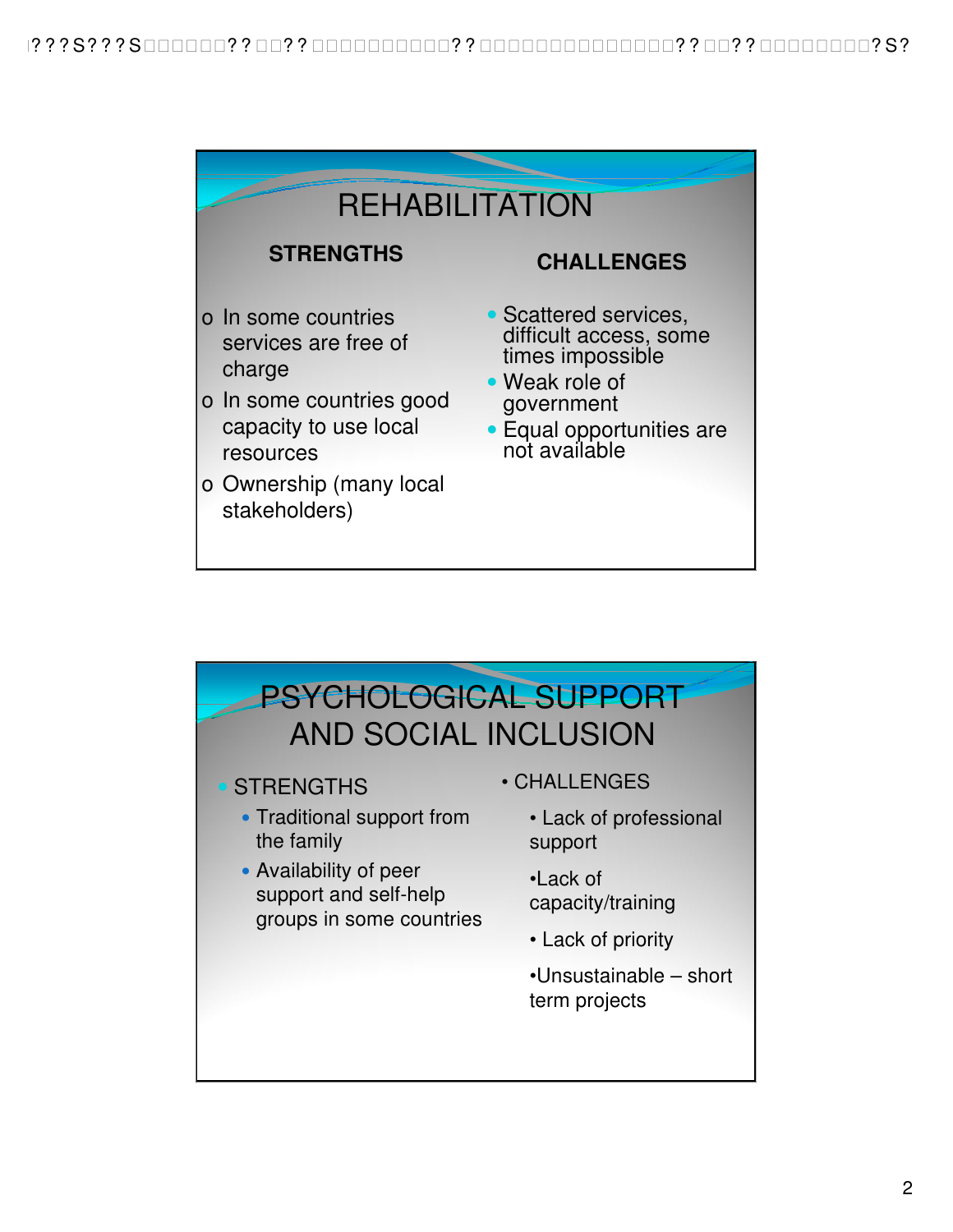# REHABILITATION

**STRENGTHS**

- In some countries services are free of charge
- In some countries good capacity to use local resources
- Ownership (many local stakeholders)

**CHALLENGES**

- Scattered services, difficult access, some times impossible
- Weak role of government
- Equal opportunities are not available

# PSYCHOLOGICAL SUPPORT AND SOCIAL INCLUSION

- STRENGTHS
  - Traditional support from the family
  - Availability of peer support and self-help groups in some countries

- CHALLENGES
  - Lack of professional support
  - Lack of capacity/training
  - Lack of priority
  - Unsustainable – short term projects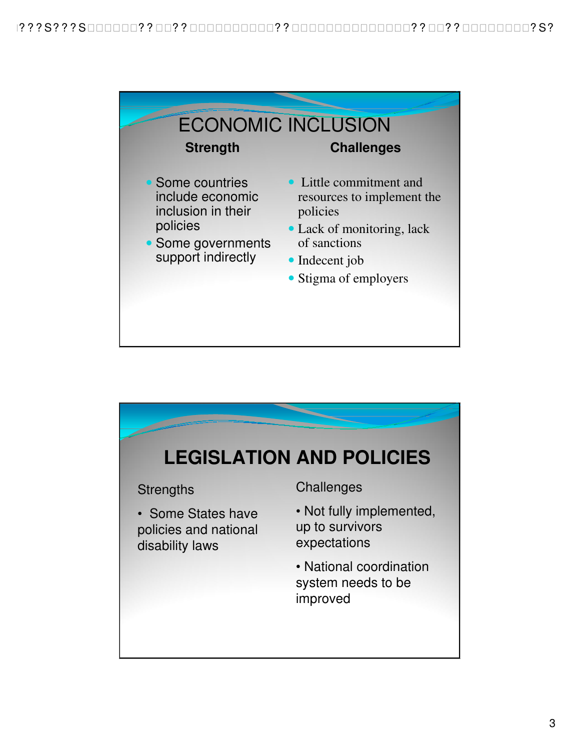## ECONOMIC INCLUSION

| Strength | Challenges |
| --- | --- |
| • Some countries include economic inclusion in their policies<br>• Some governments support indirectly | • Little commitment and resources to implement the policies<br>• Lack of monitoring, lack of sanctions<br>• Indecent job<br>• Stigma of employers |

## LEGISLATION AND POLICIES

| Strengths | Challenges |
| --- | --- |
| • Some States have policies and national disability laws | • Not fully implemented, up to survivors expectations<br>• National coordination system needs to be improved |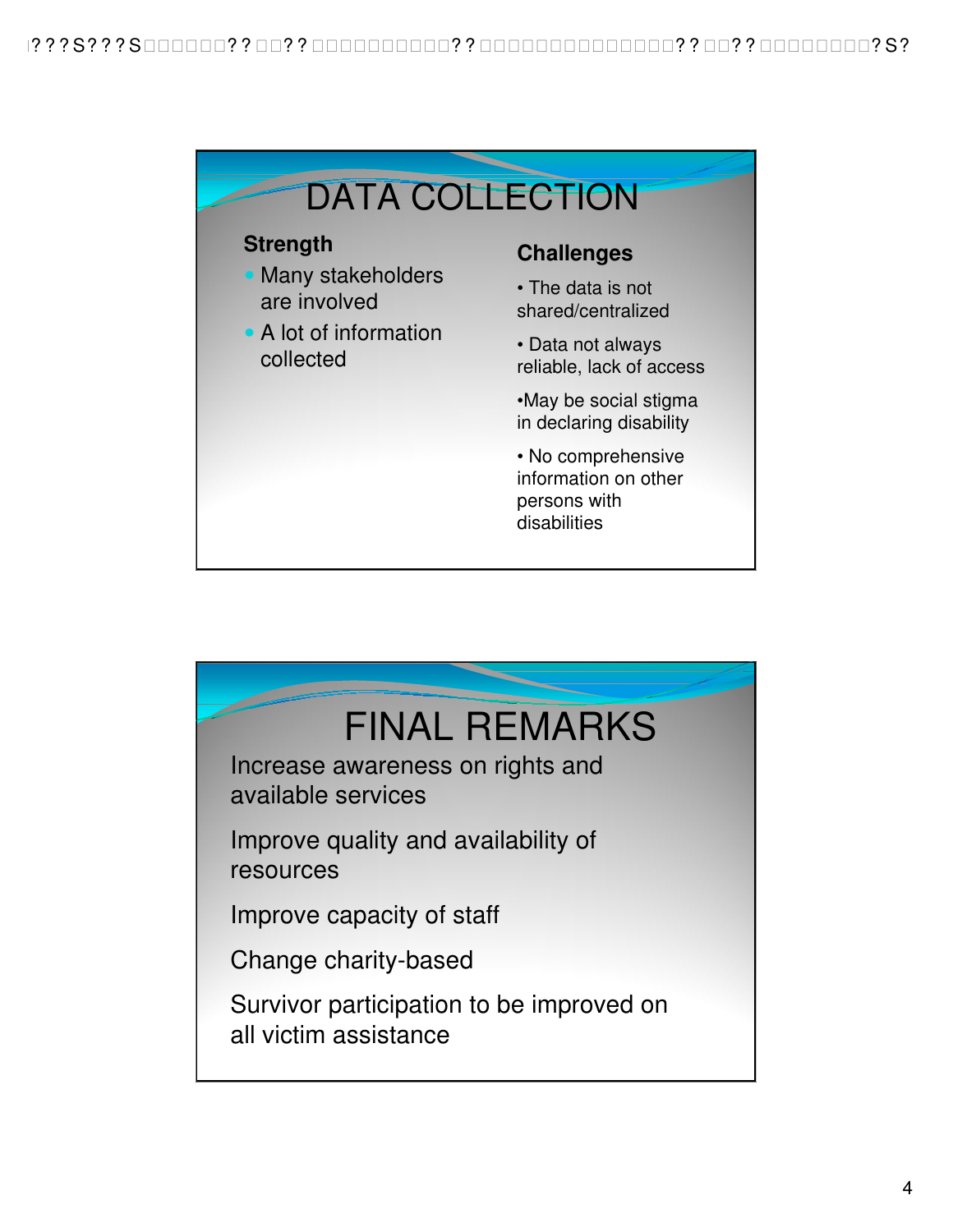# DATA COLLECTION

**Strength**

- Many stakeholders are involved
- A lot of information collected

**Challenges**

- The data is not shared/centralized
- Data not always reliable, lack of access
- May be social stigma in declaring disability
- No comprehensive information on other persons with disabilities

# FINAL REMARKS

Increase awareness on rights and available services

Improve quality and availability of resources

Improve capacity of staff

Change charity-based

Survivor participation to be improved on all victim assistance